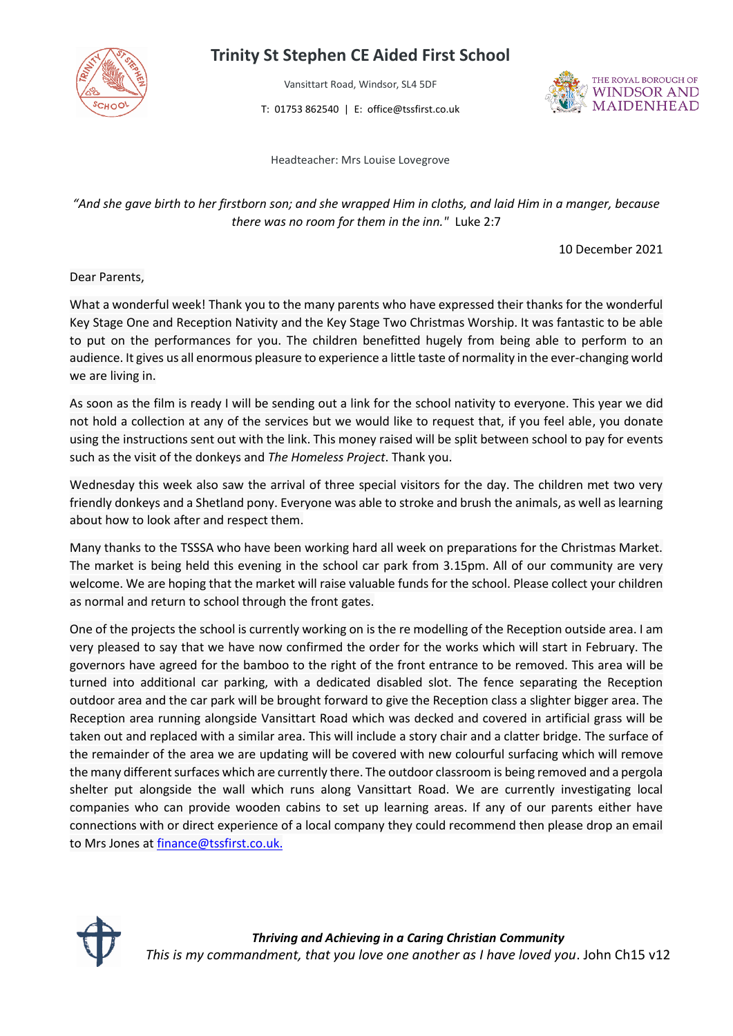# Trinity St Stephen CE Aided First School

Vansittart Road, Windsor, SL4 5DF

T: 01753 862540 | E: office@tssfirst.co.uk

Headteacher: Mrs Louise Lovegrove

*"And she gave birth to her firstborn son; and she wrapped Him in cloths, and laid Him in a manger, because there was no room for them in the inn."* Luke 2:7

10 December 2021

Dear Parents,

What a wonderful week! Thank you to the many parents who have expressed their thanks for the wonderful Key Stage One and Reception Nativity and the Key Stage Two Christmas Worship. It was fantastic to be able to put on the performances for you. The children benefitted hugely from being able to perform to an audience. It gives us all enormous pleasure to experience a little taste of normality in the ever-changing world we are living in.

As soon as the film is ready I will be sending out a link for the school nativity to everyone. This year we did not hold a collection at any of the services but we would like to request that, if you feel able, you donate using the instructions sent out with the link. This money raised will be split between school to pay for events such as the visit of the donkeys and *The Homeless Project*. Thank you.

Wednesday this week also saw the arrival of three special visitors for the day. The children met two very friendly donkeys and a Shetland pony. Everyone was able to stroke and brush the animals, as well as learning about how to look after and respect them.

Many thanks to the TSSSA who have been working hard all week on preparations for the Christmas Market. The market is being held this evening in the school car park from 3.15pm. All of our community are very welcome. We are hoping that the market will raise valuable funds for the school. Please collect your children as normal and return to school through the front gates.

One of the projects the school is currently working on is the re modelling of the Reception outside area. I am very pleased to say that we have now confirmed the order for the works which will start in February. The governors have agreed for the bamboo to the right of the front entrance to be removed. This area will be turned into additional car parking, with a dedicated disabled slot. The fence separating the Reception outdoor area and the car park will be brought forward to give the Reception class a slighter bigger area. The Reception area running alongside Vansittart Road which was decked and covered in artificial grass will be taken out and replaced with a similar area. This will include a story chair and a clatter bridge. The surface of the remainder of the area we are updating will be covered with new colourful surfacing which will remove the many different surfaces which are currently there. The outdoor classroom is being removed and a pergola shelter put alongside the wall which runs along Vansittart Road. We are currently investigating local companies who can provide wooden cabins to set up learning areas. If any of our parents either have connections with or direct experience of a local company they could recommend then please drop an email to Mrs Jones at finance@tssfirst.co.uk.

***Thriving and Achieving in a Caring Christian Community***

*This is my commandment, that you love one another as I have loved you*. John Ch15 v12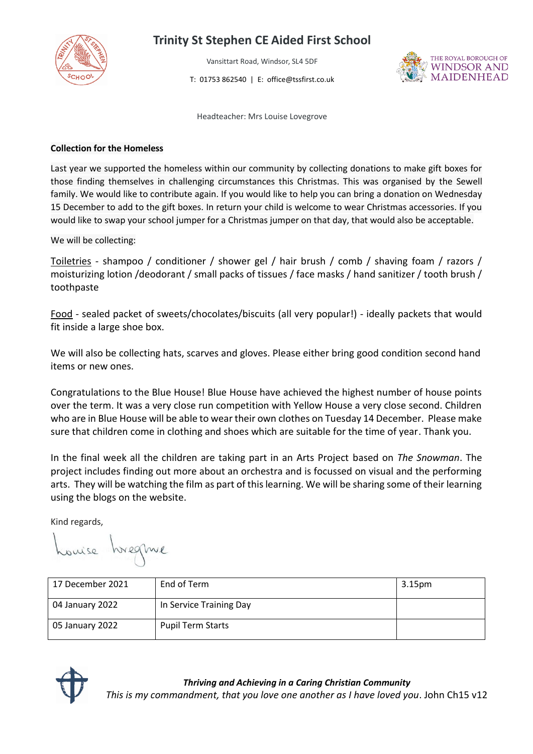# Trinity St Stephen CE Aided First School

Vansittart Road, Windsor, SL4 5DF

T: 01753 862540 | E: office@tssfirst.co.uk

Headteacher: Mrs Louise Lovegrove

**Collection for the Homeless**

Last year we supported the homeless within our community by collecting donations to make gift boxes for those finding themselves in challenging circumstances this Christmas. This was organised by the Sewell family. We would like to contribute again. If you would like to help you can bring a donation on Wednesday 15 December to add to the gift boxes. In return your child is welcome to wear Christmas accessories. If you would like to swap your school jumper for a Christmas jumper on that day, that would also be acceptable.

We will be collecting:

Toiletries - shampoo / conditioner / shower gel / hair brush / comb / shaving foam / razors / moisturizing lotion /deodorant / small packs of tissues / face masks / hand sanitizer / tooth brush / toothpaste

Food - sealed packet of sweets/chocolates/biscuits (all very popular!) - ideally packets that would fit inside a large shoe box.

We will also be collecting hats, scarves and gloves. Please either bring good condition second hand items or new ones.

Congratulations to the Blue House! Blue House have achieved the highest number of house points over the term. It was a very close run competition with Yellow House a very close second. Children who are in Blue House will be able to wear their own clothes on Tuesday 14 December. Please make sure that children come in clothing and shoes which are suitable for the time of year. Thank you.

In the final week all the children are taking part in an Arts Project based on *The Snowman*. The project includes finding out more about an orchestra and is focussed on visual and the performing arts. They will be watching the film as part of this learning. We will be sharing some of their learning using the blogs on the website.

Kind regards,

Louise Lovegrove

| | | |
|---|---|---|
| 17 December 2021 | End of Term | 3.15pm |
| 04 January 2022 | In Service Training Day | |
| 05 January 2022 | Pupil Term Starts | |

***Thriving and Achieving in a Caring Christian Community***

*This is my commandment, that you love one another as I have loved you*. John Ch15 v12